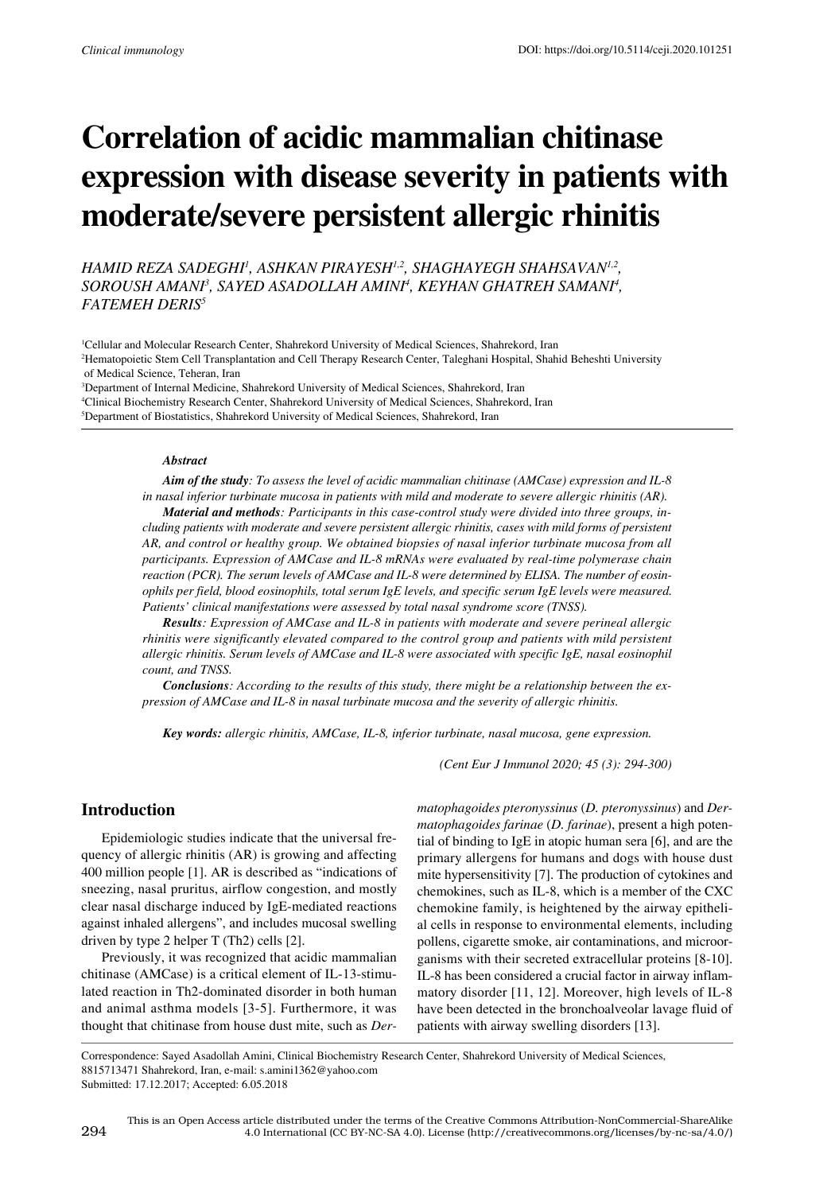# Correlation of acidic mammalian chitinase expression with disease severity in patients with moderate/severe persistent allergic rhinitis

*HAMID REZA SADEGHI[1], ASHKAN PIRAYESH[1,2], SHAGHAYEGH SHAHSAVAN[1,2], SOROUSH AMANI[3], SAYED ASADOLLAH AMINI[4], KEYHAN GHATREH SAMANI[4], FATEMEH DERIS[5]*

[1]Cellular and Molecular Research Center, Shahrekord University of Medical Sciences, Shahrekord, Iran
[2]Hematopoietic Stem Cell Transplantation and Cell Therapy Research Center, Taleghani Hospital, Shahid Beheshti University of Medical Science, Teheran, Iran
[3]Department of Internal Medicine, Shahrekord University of Medical Sciences, Shahrekord, Iran
[4]Clinical Biochemistry Research Center, Shahrekord University of Medical Sciences, Shahrekord, Iran
[5]Department of Biostatistics, Shahrekord University of Medical Sciences, Shahrekord, Iran

### Abstract

***Aim of the study**: To assess the level of acidic mammalian chitinase (AMCase) expression and IL-8 in nasal inferior turbinate mucosa in patients with mild and moderate to severe allergic rhinitis (AR).*

***Material and methods**: Participants in this case-control study were divided into three groups, including patients with moderate and severe persistent allergic rhinitis, cases with mild forms of persistent AR, and control or healthy group. We obtained biopsies of nasal inferior turbinate mucosa from all participants. Expression of AMCase and IL-8 mRNAs were evaluated by real-time polymerase chain reaction (PCR). The serum levels of AMCase and IL-8 were determined by ELISA. The number of eosinophils per field, blood eosinophils, total serum IgE levels, and specific serum IgE levels were measured. Patients' clinical manifestations were assessed by total nasal syndrome score (TNSS).*

***Results**: Expression of AMCase and IL-8 in patients with moderate and severe perineal allergic rhinitis were significantly elevated compared to the control group and patients with mild persistent allergic rhinitis. Serum levels of AMCase and IL-8 were associated with specific IgE, nasal eosinophil count, and TNSS.*

***Conclusions**: According to the results of this study, there might be a relationship between the expression of AMCase and IL-8 in nasal turbinate mucosa and the severity of allergic rhinitis.*

***Key words:** allergic rhinitis, AMCase, IL-8, inferior turbinate, nasal mucosa, gene expression.*

## Introduction

Epidemiologic studies indicate that the universal frequency of allergic rhinitis (AR) is growing and affecting 400 million people [1]. AR is described as "indications of sneezing, nasal pruritus, airflow congestion, and mostly clear nasal discharge induced by IgE-mediated reactions against inhaled allergens", and includes mucosal swelling driven by type 2 helper T (Th2) cells [2].

Previously, it was recognized that acidic mammalian chitinase (AMCase) is a critical element of IL-13-stimulated reaction in Th2-dominated disorder in both human and animal asthma models [3-5]. Furthermore, it was thought that chitinase from house dust mite, such as *Dermatophagoides pteronyssinus* (*D. pteronyssinus*) and *Dermatophagoides farinae* (*D. farinae*), present a high potential of binding to IgE in atopic human sera [6], and are the primary allergens for humans and dogs with house dust mite hypersensitivity [7]. The production of cytokines and chemokines, such as IL-8, which is a member of the CXC chemokine family, is heightened by the airway epithelial cells in response to environmental elements, including pollens, cigarette smoke, air contaminations, and microorganisms with their secreted extracellular proteins [8-10]. IL-8 has been considered a crucial factor in airway inflammatory disorder [11, 12]. Moreover, high levels of IL-8 have been detected in the bronchoalveolar lavage fluid of patients with airway swelling disorders [13].

Correspondence: Sayed Asadollah Amini, Clinical Biochemistry Research Center, Shahrekord University of Medical Sciences, 8815713471 Shahrekord, Iran, e-mail: s.amini1362@yahoo.com
Submitted: 17.12.2017; Accepted: 6.05.2018

This is an Open Access article distributed under the terms of the Creative Commons Attribution-NonCommercial-ShareAlike 4.0 International (CC BY-NC-SA 4.0). License (http://creativecommons.org/licenses/by-nc-sa/4.0/)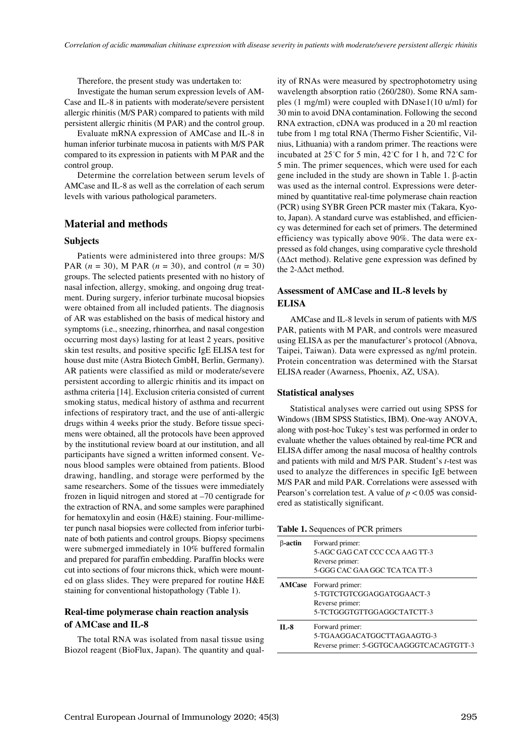Therefore, the present study was undertaken to:

Investigate the human serum expression levels of AMCase and IL-8 in patients with moderate/severe persistent allergic rhinitis (M/S PAR) compared to patients with mild persistent allergic rhinitis (M PAR) and the control group.

Evaluate mRNA expression of AMCase and IL-8 in human inferior turbinate mucosa in patients with M/S PAR compared to its expression in patients with M PAR and the control group.

Determine the correlation between serum levels of AMCase and IL-8 as well as the correlation of each serum levels with various pathological parameters.

## Material and methods

### Subjects

Patients were administered into three groups: M/S PAR ($n = 30$), M PAR ($n = 30$), and control ($n = 30$) groups. The selected patients presented with no history of nasal infection, allergy, smoking, and ongoing drug treatment. During surgery, inferior turbinate mucosal biopsies were obtained from all included patients. The diagnosis of AR was established on the basis of medical history and symptoms (i.e., sneezing, rhinorrhea, and nasal congestion occurring most days) lasting for at least 2 years, positive skin test results, and positive specific IgE ELISA test for house dust mite (Astra Biotech GmbH, Berlin, Germany). AR patients were classified as mild or moderate/severe persistent according to allergic rhinitis and its impact on asthma criteria [14]. Exclusion criteria consisted of current smoking status, medical history of asthma and recurrent infections of respiratory tract, and the use of anti-allergic drugs within 4 weeks prior the study. Before tissue specimens were obtained, all the protocols have been approved by the institutional review board at our institution, and all participants have signed a written informed consent. Venous blood samples were obtained from patients. Blood drawing, handling, and storage were performed by the same researchers. Some of the tissues were immediately frozen in liquid nitrogen and stored at –70 centigrade for the extraction of RNA, and some samples were paraphined for hematoxylin and eosin (H&E) staining. Four-millimeter punch nasal biopsies were collected from inferior turbinate of both patients and control groups. Biopsy specimens were submerged immediately in 10% buffered formalin and prepared for paraffin embedding. Paraffin blocks were cut into sections of four microns thick, which were mounted on glass slides. They were prepared for routine H&E staining for conventional histopathology (Table 1).

### Real-time polymerase chain reaction analysis of AMCase and IL-8

The total RNA was isolated from nasal tissue using Biozol reagent (BioFlux, Japan). The quantity and quality of RNAs were measured by spectrophotometry using wavelength absorption ratio (260/280). Some RNA samples (1 mg/ml) were coupled with DNase1(10 u/ml) for 30 min to avoid DNA contamination. Following the second RNA extraction, cDNA was produced in a 20 ml reaction tube from 1 mg total RNA (Thermo Fisher Scientific, Vilnius, Lithuania) with a random primer. The reactions were incubated at 25°C for 5 min, 42°C for 1 h, and 72°C for 5 min. The primer sequences, which were used for each gene included in the study are shown in Table 1. β-actin was used as the internal control. Expressions were determined by quantitative real-time polymerase chain reaction (PCR) using SYBR Green PCR master mix (Takara, Kyoto, Japan). A standard curve was established, and efficiency was determined for each set of primers. The determined efficiency was typically above 90%. The data were expressed as fold changes, using comparative cycle threshold (ΔΔct method). Relative gene expression was defined by the 2-ΔΔct method.

### Assessment of AMCase and IL-8 levels by ELISA

AMCase and IL-8 levels in serum of patients with M/S PAR, patients with M PAR, and controls were measured using ELISA as per the manufacturer's protocol (Abnova, Taipei, Taiwan). Data were expressed as ng/ml protein. Protein concentration was determined with the Starsat ELISA reader (Awarness, Phoenix, AZ, USA).

### Statistical analyses

Statistical analyses were carried out using SPSS for Windows (IBM SPSS Statistics, IBM). One-way ANOVA, along with post-hoc Tukey's test was performed in order to evaluate whether the values obtained by real-time PCR and ELISA differ among the nasal mucosa of healthy controls and patients with mild and M/S PAR. Student's *t*-test was used to analyze the differences in specific IgE between M/S PAR and mild PAR. Correlations were assessed with Pearson's correlation test. A value of $p < 0.05$ was considered as statistically significant.

**Table 1.** Sequences of PCR primers

| | |
|---|---|
| **β-actin** | Forward primer: 5-AGC GAG CAT CCC CCA AAG TT-3<br>Reverse primer: 5-GGG CAC GAA GGC TCA TCA TT-3 |
| **AMCase** | Forward primer: 5-TGTCTGTCGGAGGATGGAACT-3<br>Reverse primer: 5-TCTGGGTGTTGGAGGCTATCTT-3 |
| **IL-8** | Forward primer: 5-TGAAGGACATGGCTTAGAAGTG-3<br>Reverse primer: 5-GGTGCAAGGGTCACAGTGTT-3 |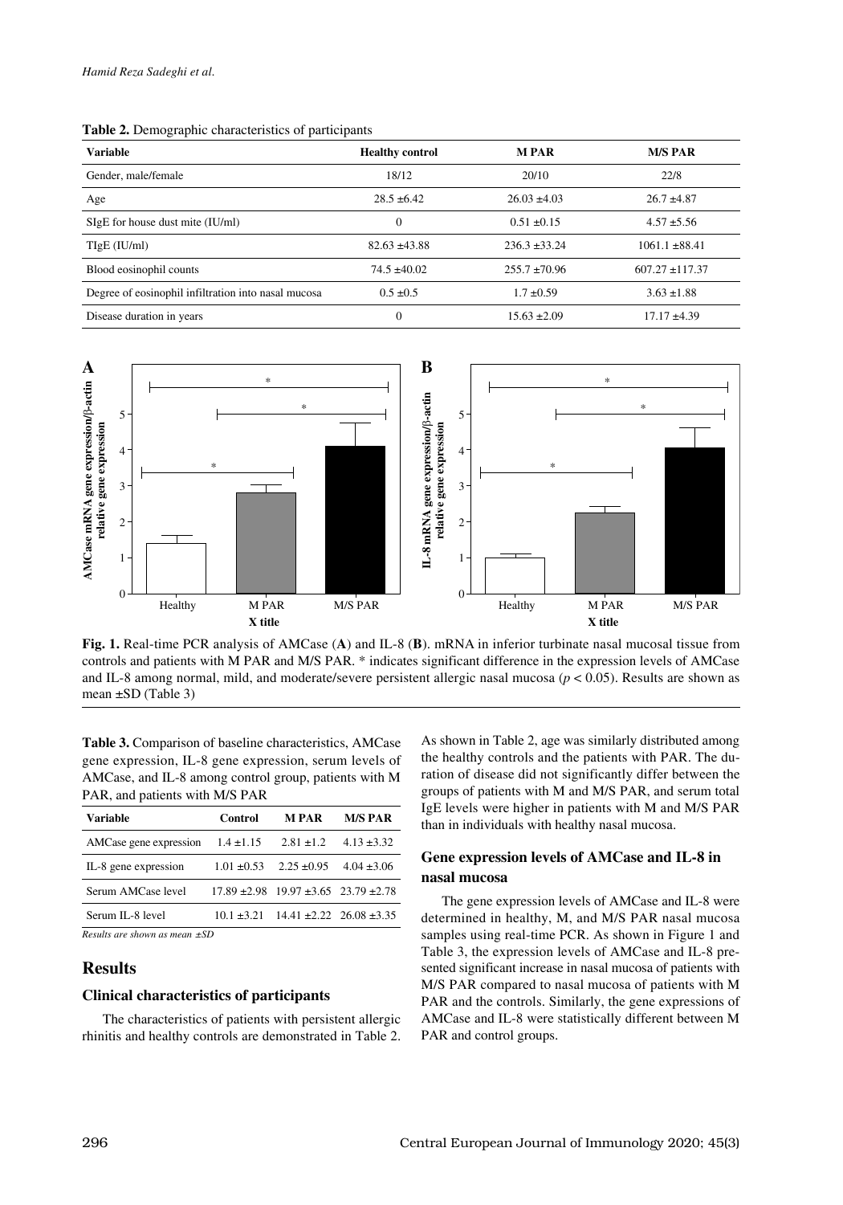**Table 2.** Demographic characteristics of participants

| Variable | Healthy control | M PAR | M/S PAR |
|---|---|---|---|
| Gender, male/female | 18/12 | 20/10 | 22/8 |
| Age | 28.5 ±6.42 | 26.03 ±4.03 | 26.7 ±4.87 |
| SIgE for house dust mite (IU/ml) | 0 | 0.51 ±0.15 | 4.57 ±5.56 |
| TIgE (IU/ml) | 82.63 ±43.88 | 236.3 ±33.24 | 1061.1 ±88.41 |
| Blood eosinophil counts | 74.5 ±40.02 | 255.7 ±70.96 | 607.27 ±117.37 |
| Degree of eosinophil infiltration into nasal mucosa | 0.5 ±0.5 | 1.7 ±0.59 | 3.63 ±1.88 |
| Disease duration in years | 0 | 15.63 ±2.09 | 17.17 ±4.39 |

A

AMCase mRNA gene expression/β-actin relative gene expression

0 1 2 3 4 5

*
*
*

Healthy M PAR M/S PAR

X title

B

IL-8 mRNA gene expression/β-actin relative gene expression

0 1 2 3 4 5

*
*
*

Healthy M PAR M/S PAR

X title

**Fig. 1.** Real-time PCR analysis of AMCase (**A**) and IL-8 (**B**). mRNA in inferior turbinate nasal mucosal tissue from controls and patients with M PAR and M/S PAR. * indicates significant difference in the expression levels of AMCase and IL-8 among normal, mild, and moderate/severe persistent allergic nasal mucosa ($p < 0.05$). Results are shown as mean ±SD (Table 3)

**Table 3.** Comparison of baseline characteristics, AMCase gene expression, IL-8 gene expression, serum levels of AMCase, and IL-8 among control group, patients with M PAR, and patients with M/S PAR

| Variable | Control | M PAR | M/S PAR |
|---|---|---|---|
| AMCase gene expression | 1.4 ±1.15 | 2.81 ±1.2 | 4.13 ±3.32 |
| IL-8 gene expression | 1.01 ±0.53 | 2.25 ±0.95 | 4.04 ±3.06 |
| Serum AMCase level | 17.89 ±2.98 | 19.97 ±3.65 | 23.79 ±2.78 |
| Serum IL-8 level | 10.1 ±3.21 | 14.41 ±2.22 | 26.08 ±3.35 |

*Results are shown as mean ±SD*

## Results

### Clinical characteristics of participants

The characteristics of patients with persistent allergic rhinitis and healthy controls are demonstrated in Table 2. As shown in Table 2, age was similarly distributed among the healthy controls and the patients with PAR. The duration of disease did not significantly differ between the groups of patients with M and M/S PAR, and serum total IgE levels were higher in patients with M and M/S PAR than in individuals with healthy nasal mucosa.

### Gene expression levels of AMCase and IL-8 in nasal mucosa

The gene expression levels of AMCase and IL-8 were determined in healthy, M, and M/S PAR nasal mucosa samples using real-time PCR. As shown in Figure 1 and Table 3, the expression levels of AMCase and IL-8 presented significant increase in nasal mucosa of patients with M/S PAR compared to nasal mucosa of patients with M PAR and the controls. Similarly, the gene expressions of AMCase and IL-8 were statistically different between M PAR and control groups.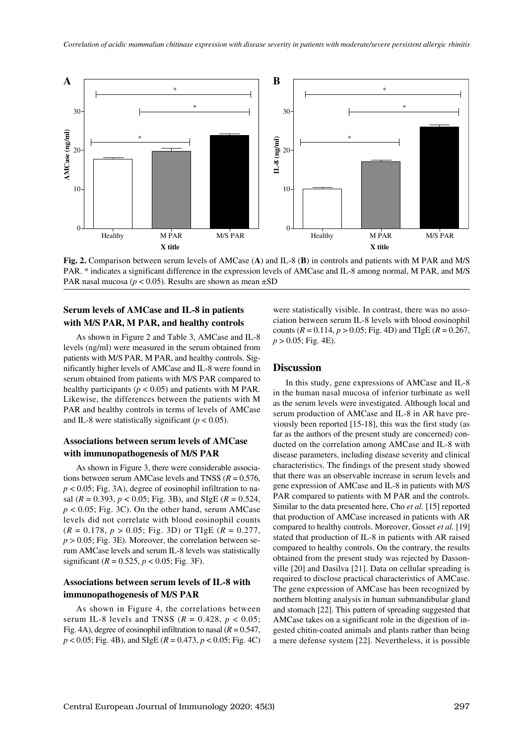A

AMCase (ng/ml)

0
10
20
30

Healthy
M PAR
M/S PAR

X title

*
*
*

B

IL-8 (ng/ml)

0
10
20
30

Healthy
M PAR
M/S PAR

X title

*
*
*

**Fig. 2.** Comparison between serum levels of AMCase (**A**) and IL-8 (**B**) in controls and patients with M PAR and M/S PAR. * indicates a significant difference in the expression levels of AMCase and IL-8 among normal, M PAR, and M/S PAR nasal mucosa ($p < 0.05$). Results are shown as mean ±SD

### Serum levels of AMCase and IL-8 in patients with M/S PAR, M PAR, and healthy controls

As shown in Figure 2 and Table 3, AMCase and IL-8 levels (ng/ml) were measured in the serum obtained from patients with M/S PAR, M PAR, and healthy controls. Significantly higher levels of AMCase and IL-8 were found in serum obtained from patients with M/S PAR compared to healthy participants ($p < 0.05$) and patients with M PAR. Likewise, the differences between the patients with M PAR and healthy controls in terms of levels of AMCase and IL-8 were statistically significant ($p < 0.05$).

### Associations between serum levels of AMCase with immunopathogenesis of M/S PAR

As shown in Figure 3, there were considerable associations between serum AMCase levels and TNSS ($R = 0.576$, $p < 0.05$; Fig. 3A), degree of eosinophil infiltration to nasal ($R = 0.393$, $p < 0.05$; Fig. 3B), and SIgE ($R = 0.524$, $p < 0.05$; Fig. 3C). On the other hand, serum AMCase levels did not correlate with blood eosinophil counts ($R = 0.178$, $p > 0.05$; Fig. 3D) or TIgE ($R = 0.277$, $p > 0.05$; Fig. 3E). Moreover, the correlation between serum AMCase levels and serum IL-8 levels was statistically significant ($R = 0.525$, $p < 0.05$; Fig. 3F).

### Associations between serum levels of IL-8 with immunopathogenesis of M/S PAR

As shown in Figure 4, the correlations between serum IL-8 levels and TNSS ($R = 0.428$, $p < 0.05$; Fig. 4A), degree of eosinophil infiltration to nasal ($R = 0.547$, $p < 0.05$; Fig. 4B), and SIgE ($R = 0.473$, $p < 0.05$; Fig. 4C) were statistically visible. In contrast, there was no association between serum IL-8 levels with blood eosinophil counts ($R = 0.114$, $p > 0.05$; Fig. 4D) and TIgE ($R = 0.267$, $p > 0.05$; Fig. 4E).

## Discussion

In this study, gene expressions of AMCase and IL-8 in the human nasal mucosa of inferior turbinate as well as the serum levels were investigated. Although local and serum production of AMCase and IL-8 in AR have previously been reported [15-18], this was the first study (as far as the authors of the present study are concerned) conducted on the correlation among AMCase and IL-8 with disease parameters, including disease severity and clinical characteristics. The findings of the present study showed that there was an observable increase in serum levels and gene expression of AMCase and IL-8 in patients with M/S PAR compared to patients with M PAR and the controls. Similar to the data presented here, Cho *et al.* [15] reported that production of AMCase increased in patients with AR compared to healthy controls. Moreover, Gosset *et al.* [19] stated that production of IL-8 in patients with AR raised compared to healthy controls. On the contrary, the results obtained from the present study was rejected by Dassonville [20] and Dasilva [21]. Data on cellular spreading is required to disclose practical characteristics of AMCase. The gene expression of AMCase has been recognized by northern blotting analysis in human submandibular gland and stomach [22]. This pattern of spreading suggested that AMCase takes on a significant role in the digestion of ingested chitin-coated animals and plants rather than being a mere defense system [22]. Nevertheless, it is possible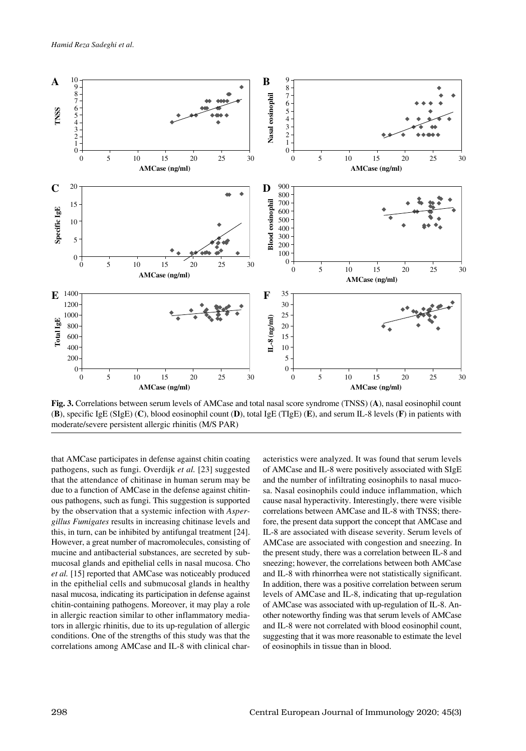A

TNSS

AMCase (ng/ml)

B

Nasal eosinophil

AMCase (ng/ml)

C

Specific IgE

AMCase (ng/ml)

D

Blood eosinophil

AMCase (ng/ml)

E

Total IgE

AMCase (ng/ml)

F

IL-8 (ng/ml)

AMCase (ng/ml)

**Fig. 3.** Correlations between serum levels of AMCase and total nasal score syndrome (TNSS) (**A**), nasal eosinophil count (**B**), specific IgE (SIgE) (**C**), blood eosinophil count (**D**), total IgE (TIgE) (**E**), and serum IL-8 levels (**F**) in patients with moderate/severe persistent allergic rhinitis (M/S PAR)

that AMCase participates in defense against chitin coating pathogens, such as fungi. Overdijk *et al.* [23] suggested that the attendance of chitinase in human serum may be due to a function of AMCase in the defense against chitinous pathogens, such as fungi. This suggestion is supported by the observation that a systemic infection with *Aspergillus Fumigates* results in increasing chitinase levels and this, in turn, can be inhibited by antifungal treatment [24]. However, a great number of macromolecules, consisting of mucine and antibacterial substances, are secreted by submucosal glands and epithelial cells in nasal mucosa. Cho *et al.* [15] reported that AMCase was noticeably produced in the epithelial cells and submucosal glands in healthy nasal mucosa, indicating its participation in defense against chitin-containing pathogens. Moreover, it may play a role in allergic reaction similar to other inflammatory mediators in allergic rhinitis, due to its up-regulation of allergic conditions. One of the strengths of this study was that the correlations among AMCase and IL-8 with clinical characteristics were analyzed. It was found that serum levels of AMCase and IL-8 were positively associated with SIgE and the number of infiltrating eosinophils to nasal mucosa. Nasal eosinophils could induce inflammation, which cause nasal hyperactivity. Interestingly, there were visible correlations between AMCase and IL-8 with TNSS; therefore, the present data support the concept that AMCase and IL-8 are associated with disease severity. Serum levels of AMCase are associated with congestion and sneezing. In the present study, there was a correlation between IL-8 and sneezing; however, the correlations between both AMCase and IL-8 with rhinorrhea were not statistically significant. In addition, there was a positive correlation between serum levels of AMCase and IL-8, indicating that up-regulation of AMCase was associated with up-regulation of IL-8. Another noteworthy finding was that serum levels of AMCase and IL-8 were not correlated with blood eosinophil count, suggesting that it was more reasonable to estimate the level of eosinophils in tissue than in blood.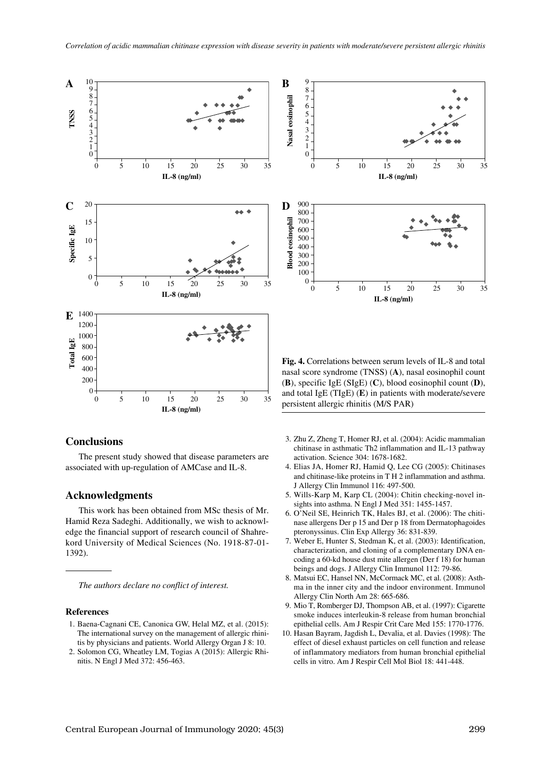A

TNSS

10
9
8
7
6
5
4
3
2
1
0

0 5 10 15 20 25 30 35

IL-8 (ng/ml)

B

Nasal eosinophil

9
8
7
6
5
4
3
2
1
0

0 5 10 15 20 25 30 35

IL-8 (ng/ml)

C

Specific IgE

20
15
10
5
0

0 5 10 15 20 25 30 35

IL-8 (ng/ml)

D

Blood eosinophil

900
800
700
600
500
400
300
200
100
0

0 5 10 15 20 25 30 35

IL-8 (ng/ml)

E

Total IgE

1400
1200
1000
800
600
400
200
0

0 5 10 15 20 25 30 35

IL-8 (ng/ml)

**Fig. 4.** Correlations between serum levels of IL-8 and total nasal score syndrome (TNSS) (**A**), nasal eosinophil count (**B**), specific IgE (SIgE) (**C**), blood eosinophil count (**D**), and total IgE (TIgE) (**E**) in patients with moderate/severe persistent allergic rhinitis (M/S PAR)

## Conclusions

The present study showed that disease parameters are associated with up-regulation of AMCase and IL-8.

## Acknowledgments

This work has been obtained from MSc thesis of Mr. Hamid Reza Sadeghi. Additionally, we wish to acknowledge the financial support of research council of Shahrekord University of Medical Sciences (No. 1918-87-01-1392).

*The authors declare no conflict of interest.*

### References

1. Baena-Cagnani CE, Canonica GW, Helal MZ, et al. (2015): The international survey on the management of allergic rhinitis by physicians and patients. World Allergy Organ J 8: 10.
2. Solomon CG, Wheatley LM, Togias A (2015): Allergic Rhinitis. N Engl J Med 372: 456-463.
3. Zhu Z, Zheng T, Homer RJ, et al. (2004): Acidic mammalian chitinase in asthmatic Th2 inflammation and IL-13 pathway activation. Science 304: 1678-1682.
4. Elias JA, Homer RJ, Hamid Q, Lee CG (2005): Chitinases and chitinase-like proteins in T H 2 inflammation and asthma. J Allergy Clin Immunol 116: 497-500.
5. Wills-Karp M, Karp CL (2004): Chitin checking-novel insights into asthma. N Engl J Med 351: 1455-1457.
6. O'Neil SE, Heinrich TK, Hales BJ, et al. (2006): The chitinase allergens Der p 15 and Der p 18 from Dermatophagoides pteronyssinus. Clin Exp Allergy 36: 831-839.
7. Weber E, Hunter S, Stedman K, et al. (2003): Identification, characterization, and cloning of a complementary DNA encoding a 60-kd house dust mite allergen (Der f 18) for human beings and dogs. J Allergy Clin Immunol 112: 79-86.
8. Matsui EC, Hansel NN, McCormack MC, et al. (2008): Asthma in the inner city and the indoor environment. Immunol Allergy Clin North Am 28: 665-686.
9. Mio T, Romberger DJ, Thompson AB, et al. (1997): Cigarette smoke induces interleukin-8 release from human bronchial epithelial cells. Am J Respir Crit Care Med 155: 1770-1776.
10. Hasan Bayram, Jagdish L, Devalia, et al. Davies (1998): The effect of diesel exhaust particles on cell function and release of inflammatory mediators from human bronchial epithelial cells in vitro. Am J Respir Cell Mol Biol 18: 441-448.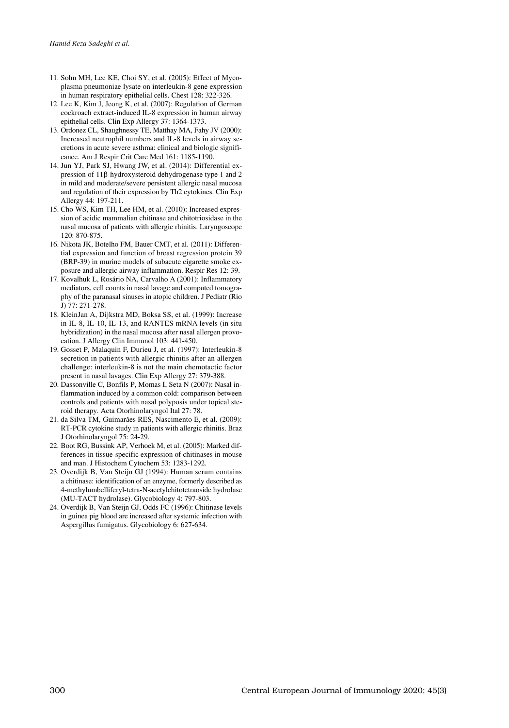11. Sohn MH, Lee KE, Choi SY, et al. (2005): Effect of Mycoplasma pneumoniae lysate on interleukin-8 gene expression in human respiratory epithelial cells. Chest 128: 322-326.
12. Lee K, Kim J, Jeong K, et al. (2007): Regulation of German cockroach extract-induced IL-8 expression in human airway epithelial cells. Clin Exp Allergy 37: 1364-1373.
13. Ordonez CL, Shaughnessy TE, Matthay MA, Fahy JV (2000): Increased neutrophil numbers and IL-8 levels in airway secretions in acute severe asthma: clinical and biologic significance. Am J Respir Crit Care Med 161: 1185-1190.
14. Jun YJ, Park SJ, Hwang JW, et al. (2014): Differential expression of 11β-hydroxysteroid dehydrogenase type 1 and 2 in mild and moderate/severe persistent allergic nasal mucosa and regulation of their expression by Th2 cytokines. Clin Exp Allergy 44: 197-211.
15. Cho WS, Kim TH, Lee HM, et al. (2010): Increased expression of acidic mammalian chitinase and chitotriosidase in the nasal mucosa of patients with allergic rhinitis. Laryngoscope 120: 870-875.
16. Nikota JK, Botelho FM, Bauer CMT, et al. (2011): Differential expression and function of breast regression protein 39 (BRP-39) in murine models of subacute cigarette smoke exposure and allergic airway inflammation. Respir Res 12: 39.
17. Kovalhuk L, Rosário NA, Carvalho A (2001): Inflammatory mediators, cell counts in nasal lavage and computed tomography of the paranasal sinuses in atopic children. J Pediatr (Rio J) 77: 271-278.
18. KleinJan A, Dijkstra MD, Boksa SS, et al. (1999): Increase in IL-8, IL-10, IL-13, and RANTES mRNA levels (in situ hybridization) in the nasal mucosa after nasal allergen provocation. J Allergy Clin Immunol 103: 441-450.
19. Gosset P, Malaquin F, Durieu J, et al. (1997): Interleukin-8 secretion in patients with allergic rhinitis after an allergen challenge: interleukin-8 is not the main chemotactic factor present in nasal lavages. Clin Exp Allergy 27: 379-388.
20. Dassonville C, Bonfils P, Momas I, Seta N (2007): Nasal inflammation induced by a common cold: comparison between controls and patients with nasal polyposis under topical steroid therapy. Acta Otorhinolaryngol Ital 27: 78.
21. da Silva TM, Guimarães RES, Nascimento E, et al. (2009): RT-PCR cytokine study in patients with allergic rhinitis. Braz J Otorhinolaryngol 75: 24-29.
22. Boot RG, Bussink AP, Verhoek M, et al. (2005): Marked differences in tissue-specific expression of chitinases in mouse and man. J Histochem Cytochem 53: 1283-1292.
23. Overdijk B, Van Steijn GJ (1994): Human serum contains a chitinase: identification of an enzyme, formerly described as 4-methylumbelliferyl-tetra-N-acetylchitotetraoside hydrolase (MU-TACT hydrolase). Glycobiology 4: 797-803.
24. Overdijk B, Van Steijn GJ, Odds FC (1996): Chitinase levels in guinea pig blood are increased after systemic infection with Aspergillus fumigatus. Glycobiology 6: 627-634.